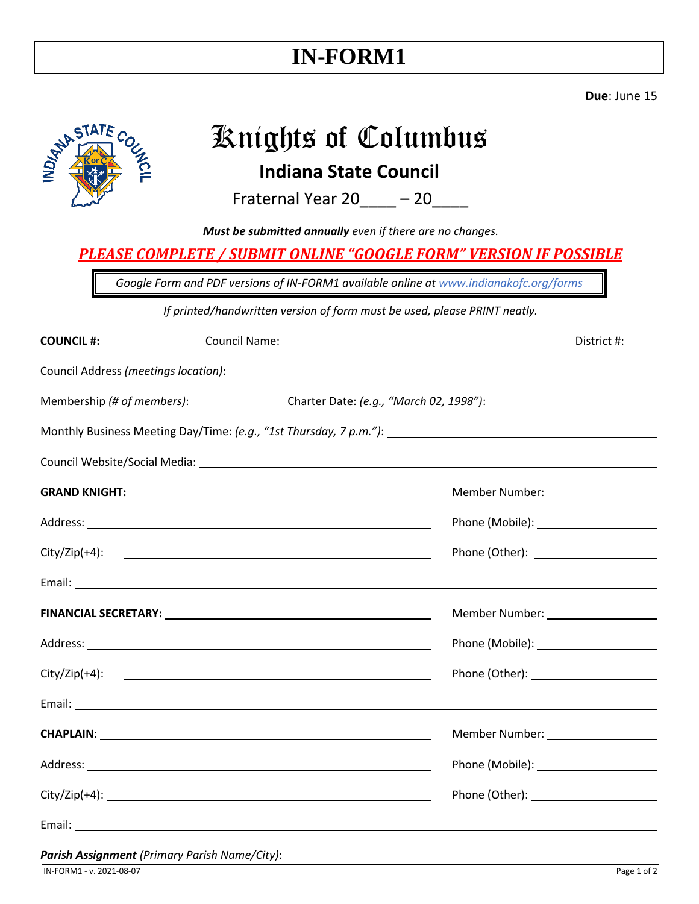# IN-FORM1

**Due**: June 15

# Knights of Columbus

## Indiana State Council

Fraternal Year 20____ – 20____

***Must be submitted annually** even if there are no changes.*

***PLEASE COMPLETE / SUBMIT ONLINE "GOOGLE FORM" VERSION IF POSSIBLE***

*Google Form and PDF versions of IN-FORM1 available online at www.indianakofc.org/forms*

*If printed/handwritten version of form must be used, please PRINT neatly.*

**COUNCIL #:** ____________ Council Name: ________________________________________ District #: _____

Council Address *(meetings location)*: ________________________________________________________________

Membership *(# of members)*: ____________ Charter Date: *(e.g., "March 02, 1998")*: ______________________

Monthly Business Meeting Day/Time: *(e.g., "1st Thursday, 7 p.m.")*: _______________________________________

Council Website/Social Media: _______________________________________________________________________

**GRAND KNIGHT:** ____________________________________________ Member Number: __________________

Address: ____________________________________________ Phone (Mobile): __________________

City/Zip(+4): ____________________________________________ Phone (Other): __________________

Email: ______________________________________________________________________________________

**FINANCIAL SECRETARY:** ____________________________________________ Member Number: __________________

Address: ____________________________________________ Phone (Mobile): __________________

City/Zip(+4): ____________________________________________ Phone (Other): __________________

Email: ______________________________________________________________________________________

**CHAPLAIN**: ____________________________________________ Member Number: __________________

Address: ____________________________________________ Phone (Mobile): __________________

City/Zip(+4): ____________________________________________ Phone (Other): __________________

Email: ______________________________________________________________________________________

***Parish Assignment** (Primary Parish Name/City)*: ______________________________________________________

IN-FORM1 - v. 2021-08-07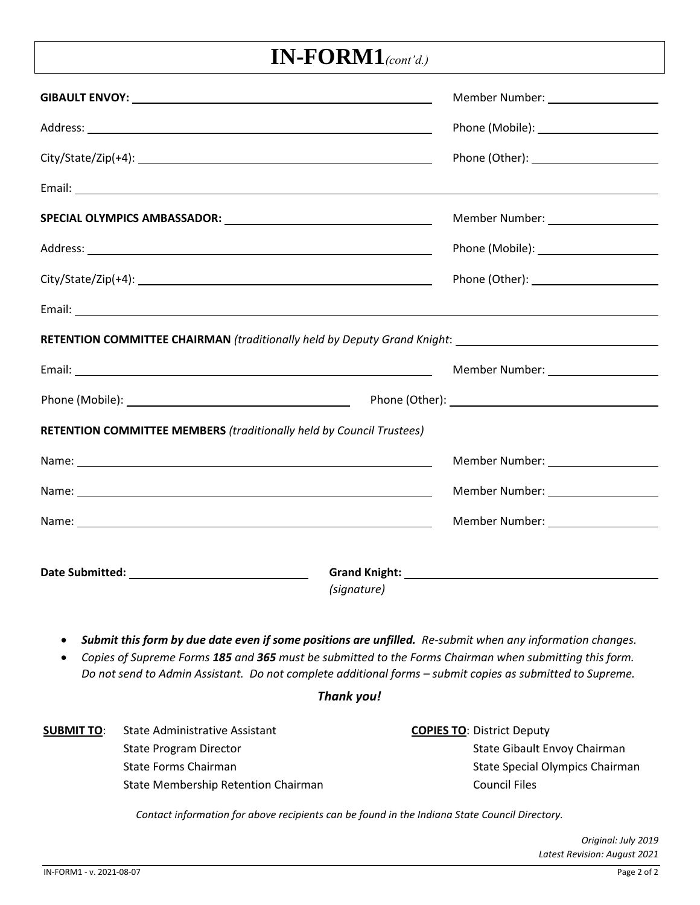# IN-FORM1*(cont'd.)*

**GIBAULT ENVOY:** \_\_\_\_\_\_\_\_\_\_\_\_\_\_\_\_\_\_\_\_ Member Number: \_\_\_\_\_\_\_\_\_\_

Address: \_\_\_\_\_\_\_\_\_\_\_\_\_\_\_\_\_\_\_\_ Phone (Mobile): \_\_\_\_\_\_\_\_\_\_

City/State/Zip(+4): \_\_\_\_\_\_\_\_\_\_\_\_\_\_\_\_\_\_\_\_ Phone (Other): \_\_\_\_\_\_\_\_\_\_

Email: \_\_\_\_\_\_\_\_\_\_\_\_\_\_\_\_\_\_\_\_

**SPECIAL OLYMPICS AMBASSADOR:** \_\_\_\_\_\_\_\_\_\_\_\_\_\_\_\_\_\_\_\_ Member Number: \_\_\_\_\_\_\_\_\_\_

Address: \_\_\_\_\_\_\_\_\_\_\_\_\_\_\_\_\_\_\_\_ Phone (Mobile): \_\_\_\_\_\_\_\_\_\_

City/State/Zip(+4): \_\_\_\_\_\_\_\_\_\_\_\_\_\_\_\_\_\_\_\_ Phone (Other): \_\_\_\_\_\_\_\_\_\_

Email: \_\_\_\_\_\_\_\_\_\_\_\_\_\_\_\_\_\_\_\_

**RETENTION COMMITTEE CHAIRMAN** *(traditionally held by Deputy Grand Knight*: \_\_\_\_\_\_\_\_\_\_\_\_\_\_\_\_\_\_\_\_

Email: \_\_\_\_\_\_\_\_\_\_\_\_\_\_\_\_\_\_\_\_ Member Number: \_\_\_\_\_\_\_\_\_\_

Phone (Mobile): \_\_\_\_\_\_\_\_\_\_\_\_\_\_\_\_\_\_\_\_ Phone (Other): \_\_\_\_\_\_\_\_\_\_

**RETENTION COMMITTEE MEMBERS** *(traditionally held by Council Trustees)*

Name: \_\_\_\_\_\_\_\_\_\_\_\_\_\_\_\_\_\_\_\_ Member Number: \_\_\_\_\_\_\_\_\_\_

Name: \_\_\_\_\_\_\_\_\_\_\_\_\_\_\_\_\_\_\_\_ Member Number: \_\_\_\_\_\_\_\_\_\_

Name: \_\_\_\_\_\_\_\_\_\_\_\_\_\_\_\_\_\_\_\_ Member Number: \_\_\_\_\_\_\_\_\_\_

**Date Submitted:** \_\_\_\_\_\_\_\_\_\_\_\_\_\_\_\_\_\_\_\_ **Grand Knight:** \_\_\_\_\_\_\_\_\_\_\_\_\_\_\_\_\_\_\_\_
*(signature)*

- ***Submit this form by due date even if some positions are unfilled.*** *Re-submit when any information changes.*
- *Copies of Supreme Forms **185** and **365** must be submitted to the Forms Chairman when submitting this form. Do not send to Admin Assistant. Do not complete additional forms – submit copies as submitted to Supreme.*

***Thank you!***

**SUBMIT TO**: State Administrative Assistant
State Program Director
State Forms Chairman
State Membership Retention Chairman

**COPIES TO**: District Deputy
State Gibault Envoy Chairman
State Special Olympics Chairman
Council Files

*Contact information for above recipients can be found in the Indiana State Council Directory.*

*Original: July 2019*
*Latest Revision: August 2021*

IN-FORM1 - v. 2021-08-07